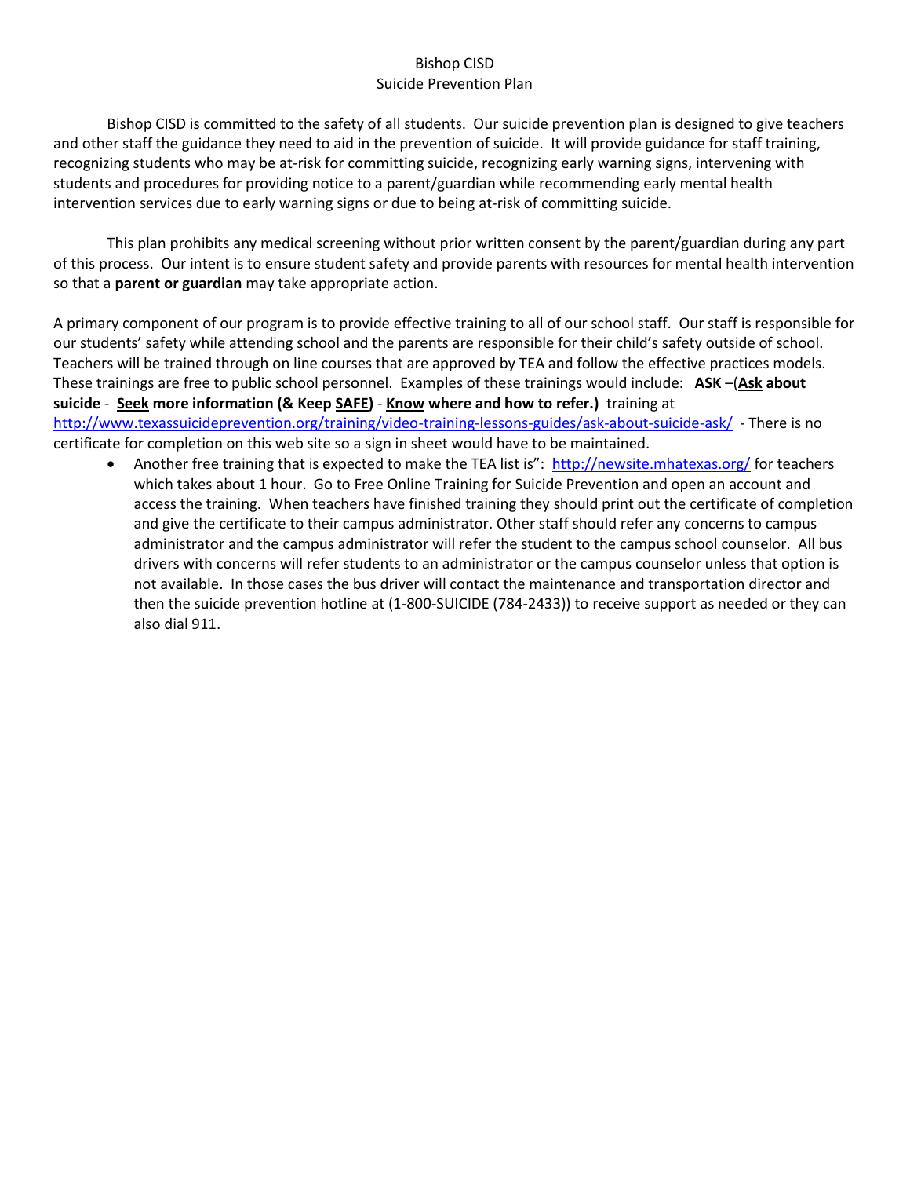# Bishop CISD
## Suicide Prevention Plan

Bishop CISD is committed to the safety of all students. Our suicide prevention plan is designed to give teachers and other staff the guidance they need to aid in the prevention of suicide. It will provide guidance for staff training, recognizing students who may be at-risk for committing suicide, recognizing early warning signs, intervening with students and procedures for providing notice to a parent/guardian while recommending early mental health intervention services due to early warning signs or due to being at-risk of committing suicide.

This plan prohibits any medical screening without prior written consent by the parent/guardian during any part of this process. Our intent is to ensure student safety and provide parents with resources for mental health intervention so that a **parent or guardian** may take appropriate action.

A primary component of our program is to provide effective training to all of our school staff. Our staff is responsible for our students' safety while attending school and the parents are responsible for their child's safety outside of school. Teachers will be trained through on line courses that are approved by TEA and follow the effective practices models. These trainings are free to public school personnel. Examples of these trainings would include: **ASK** –(**Ask about suicide** - **Seek more information (& Keep SAFE)** - **Know where and how to refer.)** training at http://www.texassuicideprevention.org/training/video-training-lessons-guides/ask-about-suicide-ask/ - There is no certificate for completion on this web site so a sign in sheet would have to be maintained.

- Another free training that is expected to make the TEA list is": http://newsite.mhatexas.org/ for teachers which takes about 1 hour. Go to Free Online Training for Suicide Prevention and open an account and access the training. When teachers have finished training they should print out the certificate of completion and give the certificate to their campus administrator. Other staff should refer any concerns to campus administrator and the campus administrator will refer the student to the campus school counselor. All bus drivers with concerns will refer students to an administrator or the campus counselor unless that option is not available. In those cases the bus driver will contact the maintenance and transportation director and then the suicide prevention hotline at (1-800-SUICIDE (784-2433)) to receive support as needed or they can also dial 911.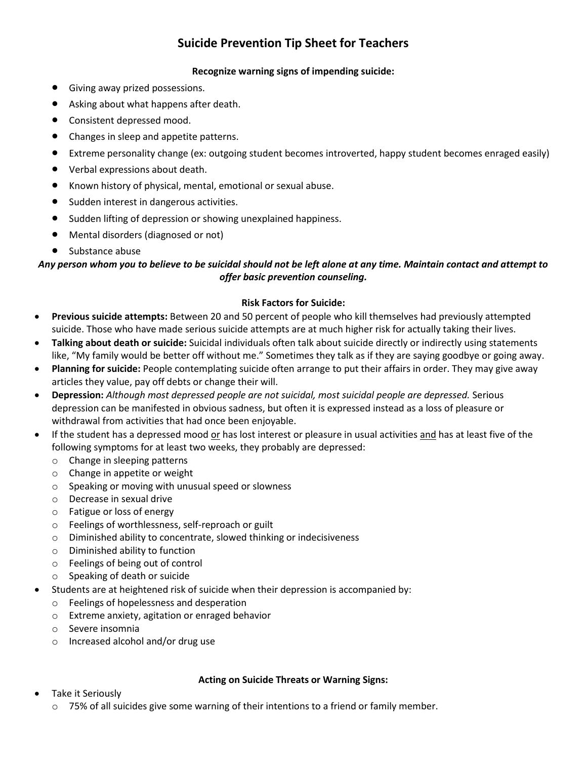# Suicide Prevention Tip Sheet for Teachers

**Recognize warning signs of impending suicide:**

- Giving away prized possessions.
- Asking about what happens after death.
- Consistent depressed mood.
- Changes in sleep and appetite patterns.
- Extreme personality change (ex: outgoing student becomes introverted, happy student becomes enraged easily)
- Verbal expressions about death.
- Known history of physical, mental, emotional or sexual abuse.
- Sudden interest in dangerous activities.
- Sudden lifting of depression or showing unexplained happiness.
- Mental disorders (diagnosed or not)
- Substance abuse

***Any person whom you to believe to be suicidal should not be left alone at any time. Maintain contact and attempt to offer basic prevention counseling.***

**Risk Factors for Suicide:**

- **Previous suicide attempts:** Between 20 and 50 percent of people who kill themselves had previously attempted suicide. Those who have made serious suicide attempts are at much higher risk for actually taking their lives.
- **Talking about death or suicide:** Suicidal individuals often talk about suicide directly or indirectly using statements like, "My family would be better off without me." Sometimes they talk as if they are saying goodbye or going away.
- **Planning for suicide:** People contemplating suicide often arrange to put their affairs in order. They may give away articles they value, pay off debts or change their will.
- **Depression:** *Although most depressed people are not suicidal, most suicidal people are depressed.* Serious depression can be manifested in obvious sadness, but often it is expressed instead as a loss of pleasure or withdrawal from activities that had once been enjoyable.
- If the student has a depressed mood <u>or</u> has lost interest or pleasure in usual activities <u>and</u> has at least five of the following symptoms for at least two weeks, they probably are depressed:
  - Change in sleeping patterns
  - Change in appetite or weight
  - Speaking or moving with unusual speed or slowness
  - Decrease in sexual drive
  - Fatigue or loss of energy
  - Feelings of worthlessness, self-reproach or guilt
  - Diminished ability to concentrate, slowed thinking or indecisiveness
  - Diminished ability to function
  - Feelings of being out of control
  - Speaking of death or suicide
- Students are at heightened risk of suicide when their depression is accompanied by:
  - Feelings of hopelessness and desperation
  - Extreme anxiety, agitation or enraged behavior
  - Severe insomnia
  - Increased alcohol and/or drug use

**Acting on Suicide Threats or Warning Signs:**

- Take it Seriously
  - 75% of all suicides give some warning of their intentions to a friend or family member.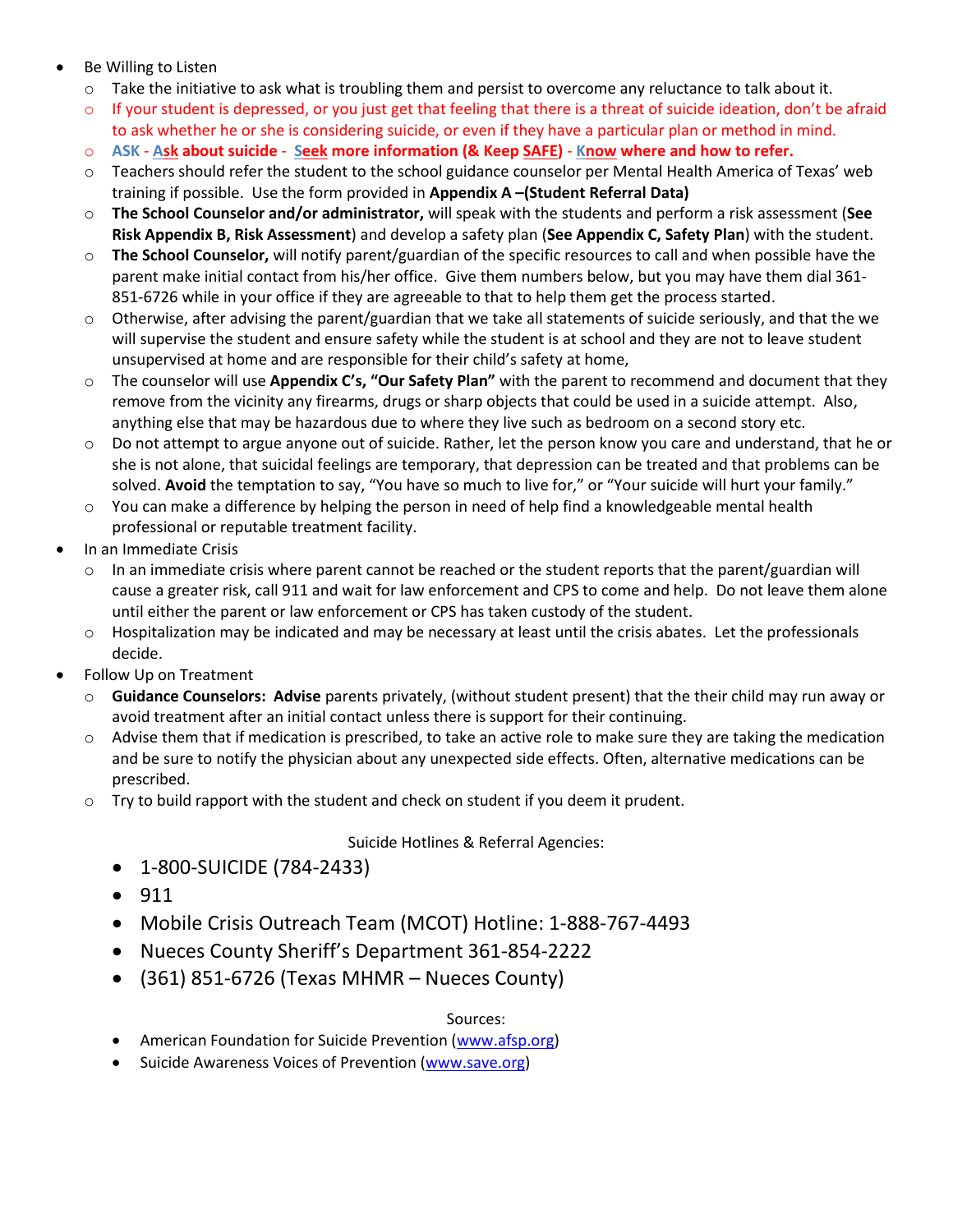- Be Willing to Listen
  - Take the initiative to ask what is troubling them and persist to overcome any reluctance to talk about it.
  - If your student is depressed, or you just get that feeling that there is a threat of suicide ideation, don't be afraid to ask whether he or she is considering suicide, or even if they have a particular plan or method in mind.
  - **ASK - Ask about suicide - Seek more information (& Keep SAFE) - Know where and how to refer.**
  - Teachers should refer the student to the school guidance counselor per Mental Health America of Texas' web training if possible. Use the form provided in **Appendix A –(Student Referral Data)**
  - **The School Counselor and/or administrator,** will speak with the students and perform a risk assessment (**See Risk Appendix B, Risk Assessment**) and develop a safety plan (**See Appendix C, Safety Plan**) with the student.
  - **The School Counselor,** will notify parent/guardian of the specific resources to call and when possible have the parent make initial contact from his/her office. Give them numbers below, but you may have them dial 361-851-6726 while in your office if they are agreeable to that to help them get the process started.
  - Otherwise, after advising the parent/guardian that we take all statements of suicide seriously, and that the we will supervise the student and ensure safety while the student is at school and they are not to leave student unsupervised at home and are responsible for their child's safety at home,
  - The counselor will use **Appendix C's, "Our Safety Plan"** with the parent to recommend and document that they remove from the vicinity any firearms, drugs or sharp objects that could be used in a suicide attempt. Also, anything else that may be hazardous due to where they live such as bedroom on a second story etc.
  - Do not attempt to argue anyone out of suicide. Rather, let the person know you care and understand, that he or she is not alone, that suicidal feelings are temporary, that depression can be treated and that problems can be solved. **Avoid** the temptation to say, "You have so much to live for," or "Your suicide will hurt your family."
  - You can make a difference by helping the person in need of help find a knowledgeable mental health professional or reputable treatment facility.
- In an Immediate Crisis
  - In an immediate crisis where parent cannot be reached or the student reports that the parent/guardian will cause a greater risk, call 911 and wait for law enforcement and CPS to come and help. Do not leave them alone until either the parent or law enforcement or CPS has taken custody of the student.
  - Hospitalization may be indicated and may be necessary at least until the crisis abates. Let the professionals decide.
- Follow Up on Treatment
  - **Guidance Counselors: Advise** parents privately, (without student present) that the their child may run away or avoid treatment after an initial contact unless there is support for their continuing.
  - Advise them that if medication is prescribed, to take an active role to make sure they are taking the medication and be sure to notify the physician about any unexpected side effects. Often, alternative medications can be prescribed.
  - Try to build rapport with the student and check on student if you deem it prudent.

Suicide Hotlines & Referral Agencies:

- 1-800-SUICIDE (784-2433)
- 911
- Mobile Crisis Outreach Team (MCOT) Hotline: 1-888-767-4493
- Nueces County Sheriff's Department 361-854-2222
- (361) 851-6726 (Texas MHMR – Nueces County)

Sources:

- American Foundation for Suicide Prevention (www.afsp.org)
- Suicide Awareness Voices of Prevention (www.save.org)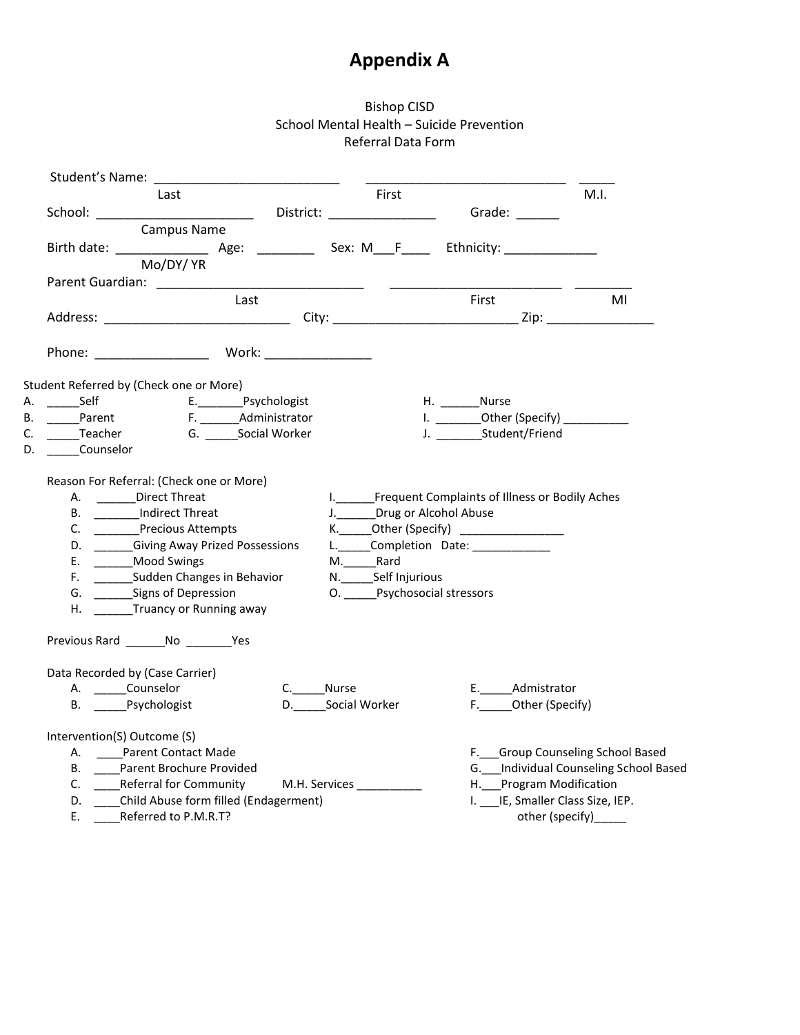# Appendix A

Bishop CISD
School Mental Health – Suicide Prevention
Referral Data Form

Student's Name: __________________________ ____________________________ _____
Last First M.I.

School: ______________________ District: _______________ Grade: ______
Campus Name

Birth date: _____________ Age: ________ Sex: M___F____ Ethnicity: _____________
Mo/DY/ YR

Parent Guardian: _____________________________ ________________________ ________
Last First MI

Address: __________________________ City: __________________________ Zip: _______________

Phone: ________________ Work: _______________

Student Referred by (Check one or More)

A. _____Self
B. _____Parent
C. _____Teacher
D. _____Counselor
E._______Psychologist
F. ______Administrator
G. _____Social Worker
H. ______Nurse
I. _______Other (Specify) __________
J. _______Student/Friend

Reason For Referral: (Check one or More)

A. ______Direct Threat
B. _______Indirect Threat
C. _______Precious Attempts
D. ______Giving Away Prized Possessions
E. ______Mood Swings
F. ______Sudden Changes in Behavior
G. ______Signs of Depression
H. ______Truancy or Running away
I.______Frequent Complaints of Illness or Bodily Aches
J.______Drug or Alcohol Abuse
K._____Other (Specify) ________________
L._____Completion Date: ____________
M._____Rard
N._____Self Injurious
O. _____Psychosocial stressors

Previous Rard ______No _______Yes

Data Recorded by (Case Carrier)

A. _____Counselor
B. _____Psychologist
C._____Nurse
D._____Social Worker
E._____Admistrator
F._____Other (Specify)

Intervention(S) Outcome (S)

A. ____Parent Contact Made
B. ____Parent Brochure Provided
C. ____Referral for Community M.H. Services __________
D. ____Child Abuse form filled (Endagerment)
E. ____Referred to P.M.R.T?
F.___Group Counseling School Based
G.___Individual Counseling School Based
H.___Program Modification
I. ___IE, Smaller Class Size, IEP.
other (specify)_____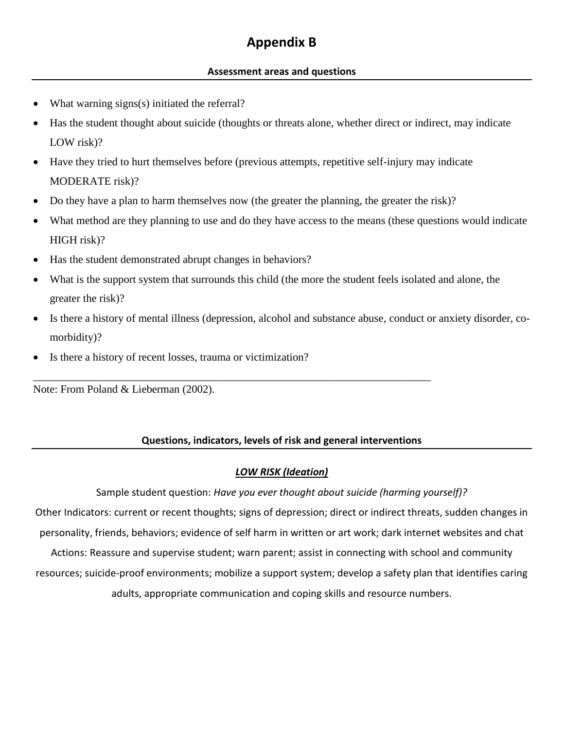# Appendix B

## Assessment areas and questions

- What warning signs(s) initiated the referral?
- Has the student thought about suicide (thoughts or threats alone, whether direct or indirect, may indicate LOW risk)?
- Have they tried to hurt themselves before (previous attempts, repetitive self-injury may indicate MODERATE risk)?
- Do they have a plan to harm themselves now (the greater the planning, the greater the risk)?
- What method are they planning to use and do they have access to the means (these questions would indicate HIGH risk)?
- Has the student demonstrated abrupt changes in behaviors?
- What is the support system that surrounds this child (the more the student feels isolated and alone, the greater the risk)?
- Is there a history of mental illness (depression, alcohol and substance abuse, conduct or anxiety disorder, co-morbidity)?
- Is there a history of recent losses, trauma or victimization?

Note: From Poland & Lieberman (2002).

## Questions, indicators, levels of risk and general interventions

### ***LOW RISK (Ideation)***

Sample student question: *Have you ever thought about suicide (harming yourself)?*

Other Indicators: current or recent thoughts; signs of depression; direct or indirect threats, sudden changes in personality, friends, behaviors; evidence of self harm in written or art work; dark internet websites and chat

Actions: Reassure and supervise student; warn parent; assist in connecting with school and community resources; suicide-proof environments; mobilize a support system; develop a safety plan that identifies caring adults, appropriate communication and coping skills and resource numbers.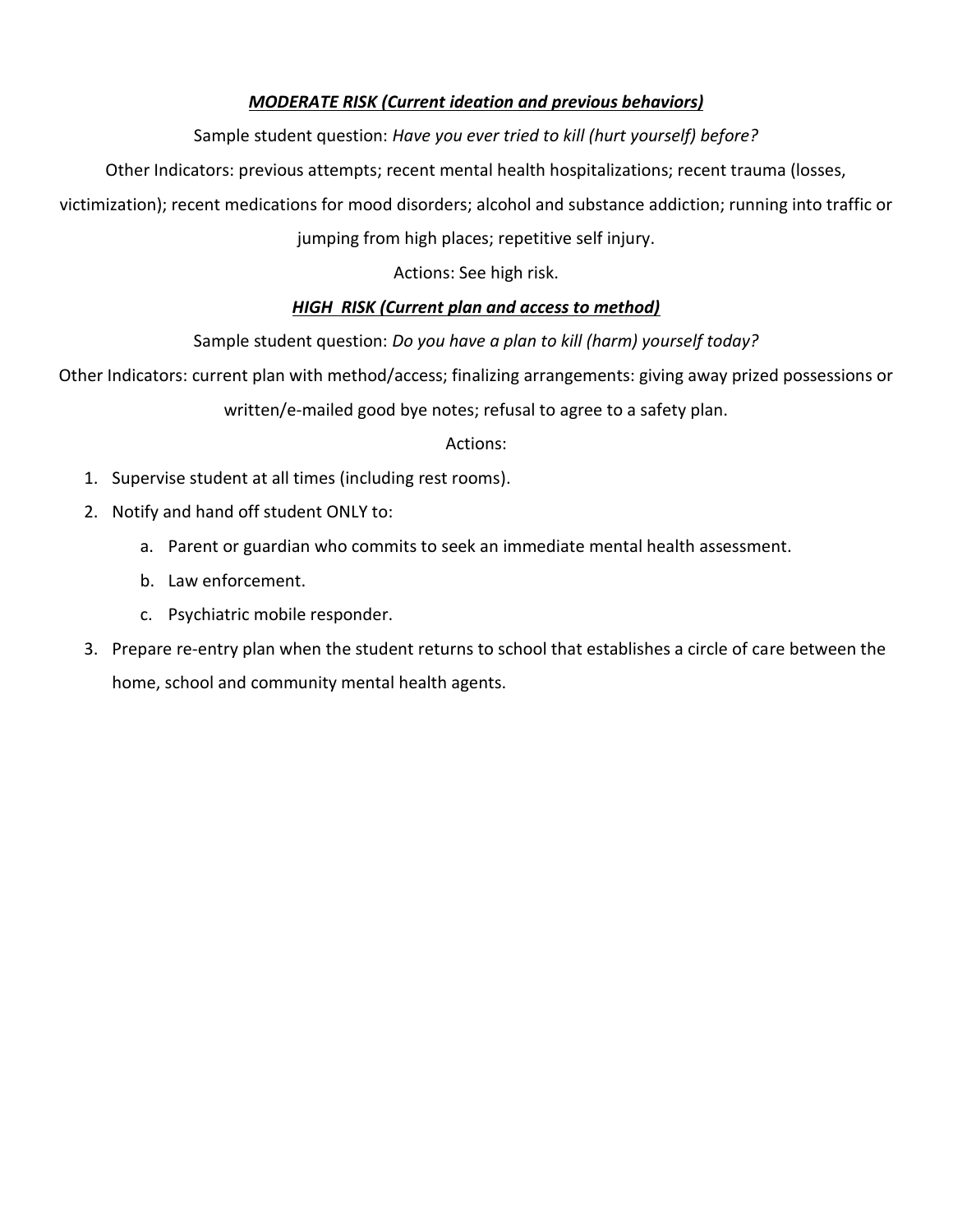### ***MODERATE RISK (Current ideation and previous behaviors)***

Sample student question: *Have you ever tried to kill (hurt yourself) before?*

Other Indicators: previous attempts; recent mental health hospitalizations; recent trauma (losses, victimization); recent medications for mood disorders; alcohol and substance addiction; running into traffic or jumping from high places; repetitive self injury.

Actions: See high risk.

### ***HIGH RISK (Current plan and access to method)***

Sample student question: *Do you have a plan to kill (harm) yourself today?*

Other Indicators: current plan with method/access; finalizing arrangements: giving away prized possessions or written/e-mailed good bye notes; refusal to agree to a safety plan.

Actions:

1. Supervise student at all times (including rest rooms).
2. Notify and hand off student ONLY to:
   a. Parent or guardian who commits to seek an immediate mental health assessment.
   b. Law enforcement.
   c. Psychiatric mobile responder.
3. Prepare re-entry plan when the student returns to school that establishes a circle of care between the home, school and community mental health agents.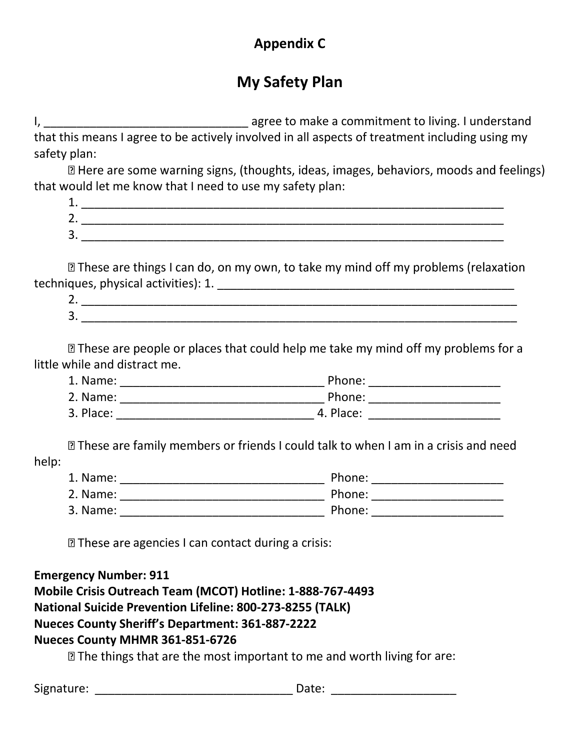# Appendix C

## My Safety Plan

I, _______________________________ agree to make a commitment to living. I understand that this means I agree to be actively involved in all aspects of treatment including using my safety plan:

- Here are some warning signs, (thoughts, ideas, images, behaviors, moods and feelings) that would let me know that I need to use my safety plan:
    1. _________________________________________________________________
    2. _________________________________________________________________
    3. _________________________________________________________________

- These are things I can do, on my own, to take my mind off my problems (relaxation techniques, physical activities): 1. _____________________________________________
    2. _________________________________________________________________
    3. _________________________________________________________________

- These are people or places that could help me take my mind off my problems for a little while and distract me.
    1. Name: _______________________________ Phone: ___________________
    2. Name: _______________________________ Phone: ___________________
    3. Place: ______________________________ 4. Place: ___________________

- These are family members or friends I could talk to when I am in a crisis and need help:
    1. Name: _______________________________ Phone: ___________________
    2. Name: _______________________________ Phone: ___________________
    3. Name: _______________________________ Phone: ___________________

- These are agencies I can contact during a crisis:

**Emergency Number: 911**
**Mobile Crisis Outreach Team (MCOT) Hotline: 1-888-767-4493**
**National Suicide Prevention Lifeline: 800-273-8255 (TALK)**
**Nueces County Sheriff's Department: 361-887-2222**
**Nueces County MHMR 361-851-6726**

- The things that are the most important to me and worth living for are:

Signature: ______________________________ Date: ___________________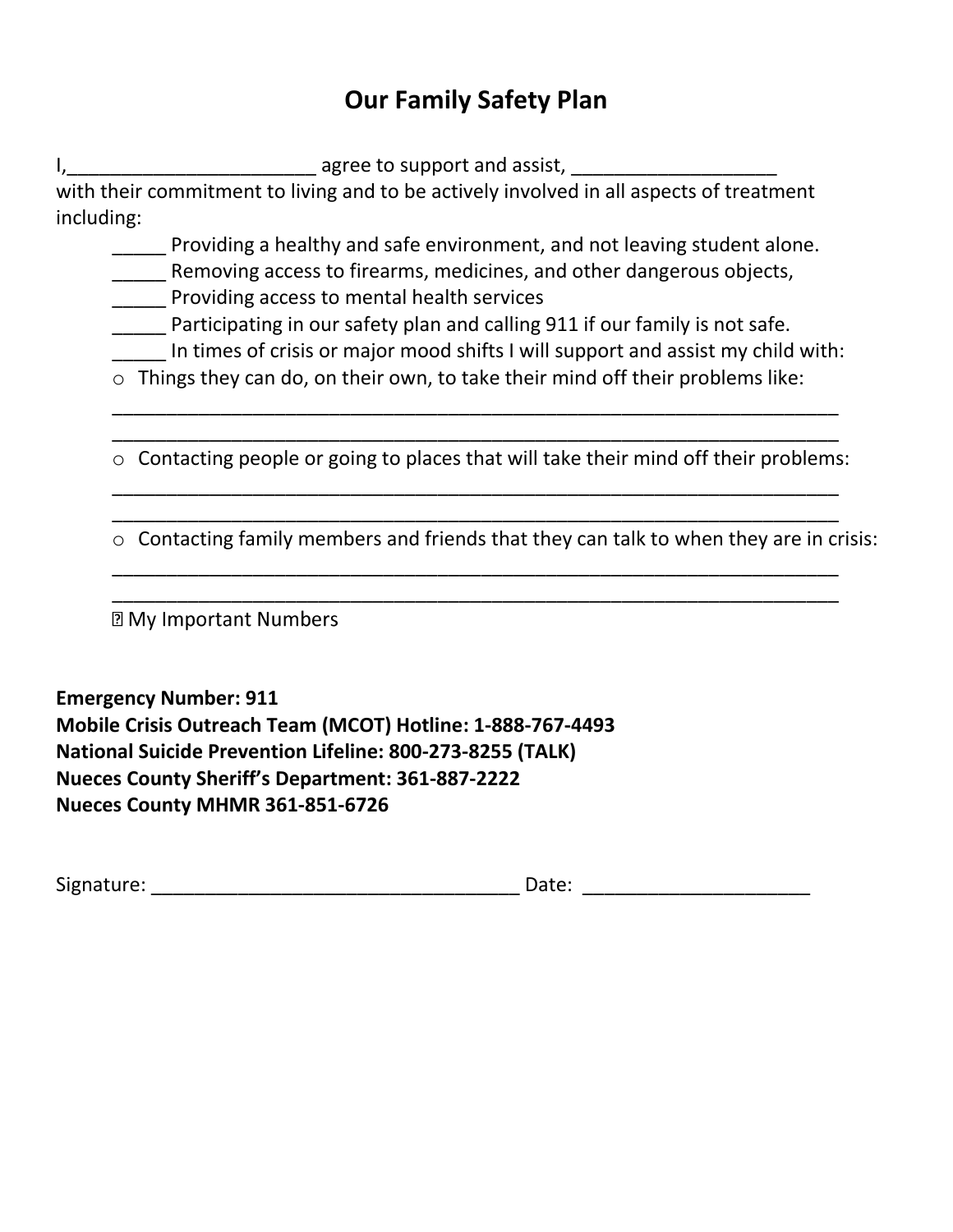# Our Family Safety Plan

I,_______________________ agree to support and assist, ___________________ with their commitment to living and to be actively involved in all aspects of treatment including:

- _____ Providing a healthy and safe environment, and not leaving student alone.
- _____ Removing access to firearms, medicines, and other dangerous objects,
- _____ Providing access to mental health services
- _____ Participating in our safety plan and calling 911 if our family is not safe.
- _____ In times of crisis or major mood shifts I will support and assist my child with:
  - Things they can do, on their own, to take their mind off their problems like:

    ______________________________________________________________________

    ______________________________________________________________________
  - Contacting people or going to places that will take their mind off their problems:

    ______________________________________________________________________

    ______________________________________________________________________
  - Contacting family members and friends that they can talk to when they are in crisis:

    ______________________________________________________________________

    ______________________________________________________________________

  ☐ My Important Numbers

**Emergency Number: 911**
**Mobile Crisis Outreach Team (MCOT) Hotline: 1-888-767-4493**
**National Suicide Prevention Lifeline: 800-273-8255 (TALK)**
**Nueces County Sheriff's Department: 361-887-2222**
**Nueces County MHMR 361-851-6726**

Signature: ___________________________________ Date: _____________________